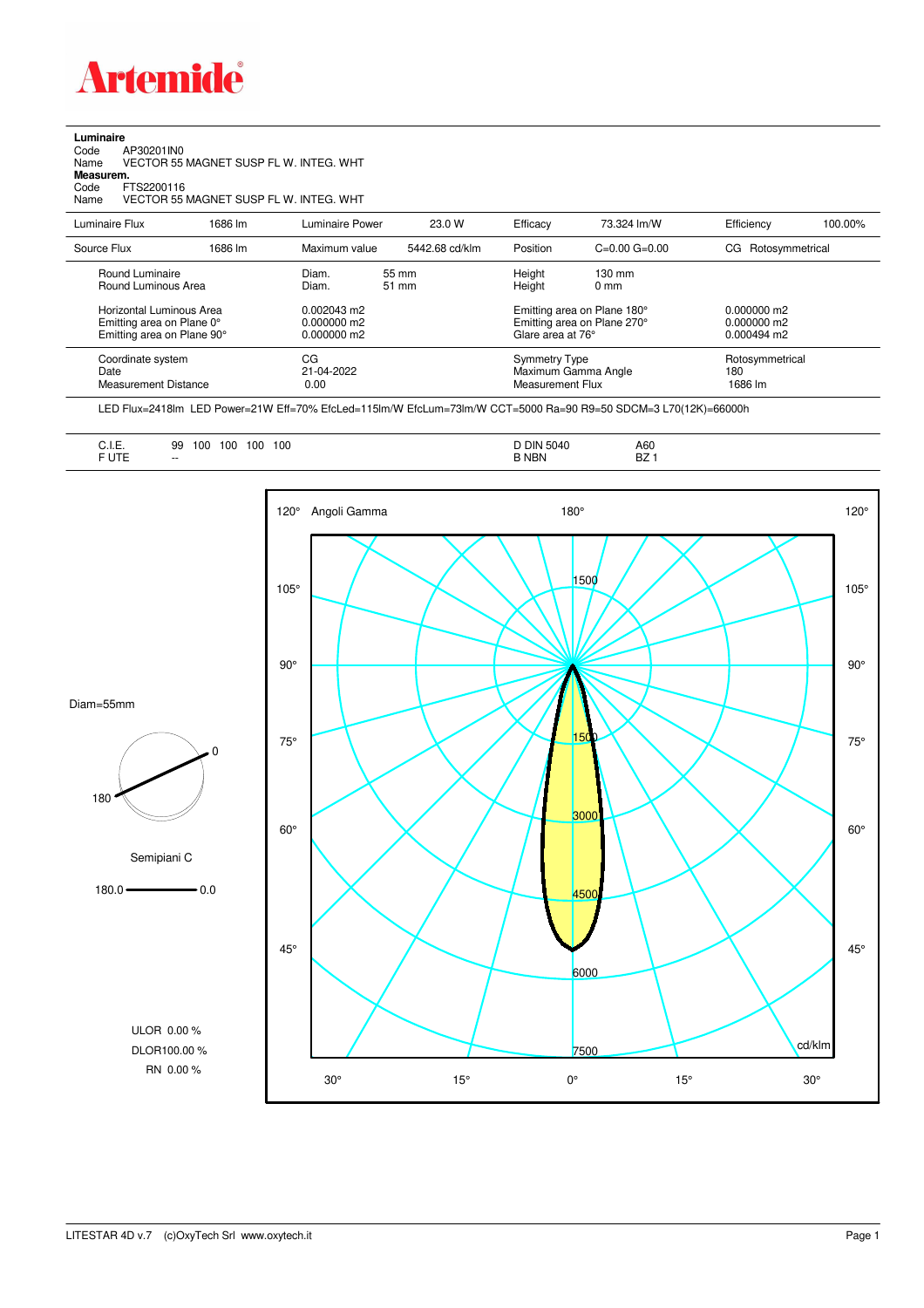**Artemide**

**Luminaire**

Code AP30201IN0

Name VECTOR 55 MAGNET SUSP FL W. INTEG. WHT

**Measurem.**

Code FTS2200116

Name VECTOR 55 MAGNET SUSP FL W. INTEG. WHT

| Luminaire Flux | 1686 lm | Luminaire Power | 23.0 W | Efficacy | 73.324 lm/W | Efficiency | 100.00% |
|---|---|---|---|---|---|---|---|
| Source Flux | 1686 lm | Maximum value | 5442.68 cd/klm | Position | C=0.00 G=0.00 | CG | Rotosymmetrical |

| | | | | |
|---|---|---|---|---|
| Round Luminaire | Diam. 55 mm | Height 130 mm | | |
| Round Luminous Area | Diam. 51 mm | Height 0 mm | | |
| Horizontal Luminous Area | 0.002043 m2 | Emitting area on Plane 180° | 0.000000 m2 | |
| Emitting area on Plane 0° | 0.000000 m2 | Emitting area on Plane 270° | 0.000000 m2 | |
| Emitting area on Plane 90° | 0.000000 m2 | Glare area at 76° | 0.000494 m2 | |
| Coordinate system | CG | Symmetry Type | Rotosymmetrical | |
| Date | 21-04-2022 | Maximum Gamma Angle | 180 | |
| Measurement Distance | 0.00 | Measurement Flux | 1686 lm | |

LED Flux=2418lm LED Power=21W Eff=70% EfcLed=115lm/W EfcLum=73lm/W CCT=5000 Ra=90 R9=50 SDCM=3 L70(12K)=66000h

| | | | |
|---|---|---|---|
| C.I.E. | 99 100 100 100 100 | D DIN 5040 | A60 |
| F UTE | -- | B NBN | BZ 1 |

Diam=55mm

Semipiani C

180.0 — 0.0

ULOR 0.00 %

DLOR100.00 %

RN 0.00 %

Angoli Gamma

cd/klm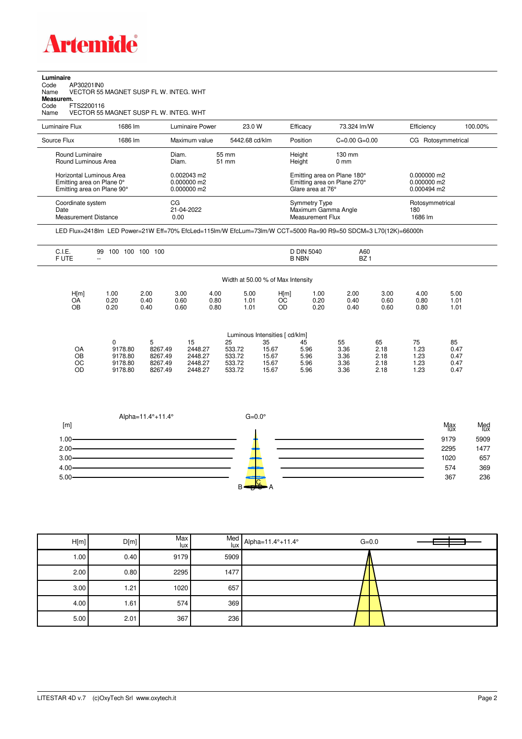**Artemide**

**Luminaire**

Code AP30201IN0

Name VECTOR 55 MAGNET SUSP FL W. INTEG. WHT

**Measurem.**

Code FTS2200116

Name VECTOR 55 MAGNET SUSP FL W. INTEG. WHT

| | | | | | | | |
|---|---|---|---|---|---|---|---|
| Luminaire Flux | 1686 lm | Luminaire Power | 23.0 W | Efficacy | 73.324 lm/W | Efficiency | 100.00% |
| Source Flux | 1686 lm | Maximum value | 5442.68 cd/klm | Position | C=0.00 G=0.00 | CG | Rotosymmetrical |

| | | | | | |
|---|---|---|---|---|---|
| Round Luminaire | Diam. | 55 mm | Height | 130 mm | |
| Round Luminous Area | Diam. | 51 mm | Height | 0 mm | |
| Horizontal Luminous Area | 0.002043 m2 | | Emitting area on Plane 180° | | 0.000000 m2 |
| Emitting area on Plane 0° | 0.000000 m2 | | Emitting area on Plane 270° | | 0.000000 m2 |
| Emitting area on Plane 90° | 0.000000 m2 | | Glare area at 76° | | 0.000494 m2 |

| | | | |
|---|---|---|---|
| Coordinate system | CG | Symmetry Type | Rotosymmetrical |
| Date | 21-04-2022 | Maximum Gamma Angle | 180 |
| Measurement Distance | 0.00 | Measurement Flux | 1686 lm |

LED Flux=2418lm LED Power=21W Eff=70% EfcLed=115lm/W EfcLum=73lm/W CCT=5000 Ra=90 R9=50 SDCM=3 L70(12K)=66000h

| | | | |
|---|---|---|---|
| C.I.E. | 99 100 100 100 100 | D DIN 5040 | A60 |
| F UTE | -- | B NBN | BZ 1 |

Width at 50.00 % of Max Intensity

| H[m] | 1.00 | 2.00 | 3.00 | 4.00 | 5.00 | H[m] | 1.00 | 2.00 | 3.00 | 4.00 | 5.00 |
|---|---|---|---|---|---|---|---|---|---|---|---|
| OA | 0.20 | 0.40 | 0.60 | 0.80 | 1.01 | OC | 0.20 | 0.40 | 0.60 | 0.80 | 1.01 |
| OB | 0.20 | 0.40 | 0.60 | 0.80 | 1.01 | OD | 0.20 | 0.40 | 0.60 | 0.80 | 1.01 |

Luminous Intensities [ cd/klm]

| | 0 | 5 | 15 | 25 | 35 | 45 | 55 | 65 | 75 | 85 |
|---|---|---|---|---|---|---|---|---|---|---|
| OA | 9178.80 | 8267.49 | 2448.27 | 533.72 | 15.67 | 5.96 | 3.36 | 2.18 | 1.23 | 0.47 |
| OB | 9178.80 | 8267.49 | 2448.27 | 533.72 | 15.67 | 5.96 | 3.36 | 2.18 | 1.23 | 0.47 |
| OC | 9178.80 | 8267.49 | 2448.27 | 533.72 | 15.67 | 5.96 | 3.36 | 2.18 | 1.23 | 0.47 |
| OD | 9178.80 | 8267.49 | 2448.27 | 533.72 | 15.67 | 5.96 | 3.36 | 2.18 | 1.23 | 0.47 |

Alpha=11.4°+11.4°

G=0.0°

[m]

1.00

2.00

3.00

4.00

5.00

B D C A

Max lux

Med lux

9179 5909

2295 1477

1020 657

574 369

367 236

| H[m] | D[m] | Max lux | Med lux | Alpha=11.4°+11.4° G=0.0 |
|---|---|---|---|---|
| 1.00 | 0.40 | 9179 | 5909 | |
| 2.00 | 0.80 | 2295 | 1477 | |
| 3.00 | 1.21 | 1020 | 657 | |
| 4.00 | 1.61 | 574 | 369 | |
| 5.00 | 2.01 | 367 | 236 | |

LITESTAR 4D v.7 (c)OxyTech Srl www.oxytech.it